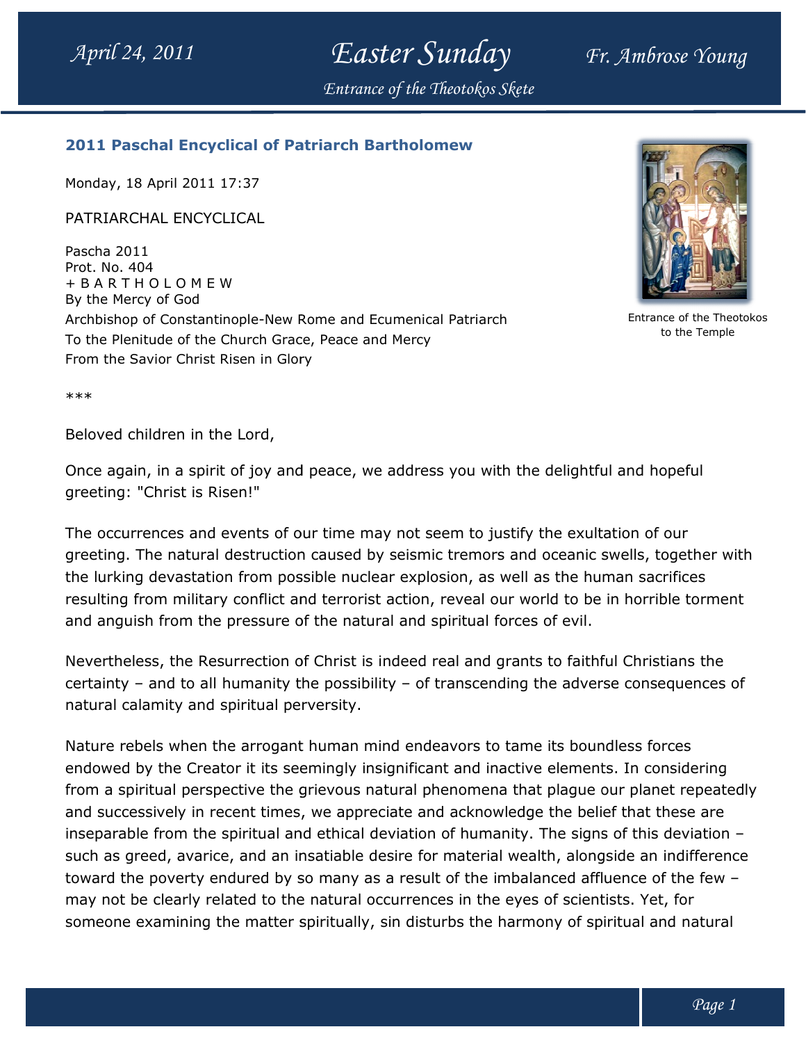## 2011 Paschal Encyclical of Patriarch Bartholomew

Monday, 18 April 2011 17:37

PATRIARCHAL ENCYCLICAL

Pascha 2011
Prot. No. 404
+ B A R T H O L O M E W
By the Mercy of God
Archbishop of Constantinople-New Rome and Ecumenical Patriarch
To the Plenitude of the Church Grace, Peace and Mercy
From the Savior Christ Risen in Glory

Entrance of the Theotokos to the Temple

***

Beloved children in the Lord,

Once again, in a spirit of joy and peace, we address you with the delightful and hopeful greeting: "Christ is Risen!"

The occurrences and events of our time may not seem to justify the exultation of our greeting. The natural destruction caused by seismic tremors and oceanic swells, together with the lurking devastation from possible nuclear explosion, as well as the human sacrifices resulting from military conflict and terrorist action, reveal our world to be in horrible torment and anguish from the pressure of the natural and spiritual forces of evil.

Nevertheless, the Resurrection of Christ is indeed real and grants to faithful Christians the certainty – and to all humanity the possibility – of transcending the adverse consequences of natural calamity and spiritual perversity.

Nature rebels when the arrogant human mind endeavors to tame its boundless forces endowed by the Creator it its seemingly insignificant and inactive elements. In considering from a spiritual perspective the grievous natural phenomena that plague our planet repeatedly and successively in recent times, we appreciate and acknowledge the belief that these are inseparable from the spiritual and ethical deviation of humanity. The signs of this deviation – such as greed, avarice, and an insatiable desire for material wealth, alongside an indifference toward the poverty endured by so many as a result of the imbalanced affluence of the few – may not be clearly related to the natural occurrences in the eyes of scientists. Yet, for someone examining the matter spiritually, sin disturbs the harmony of spiritual and natural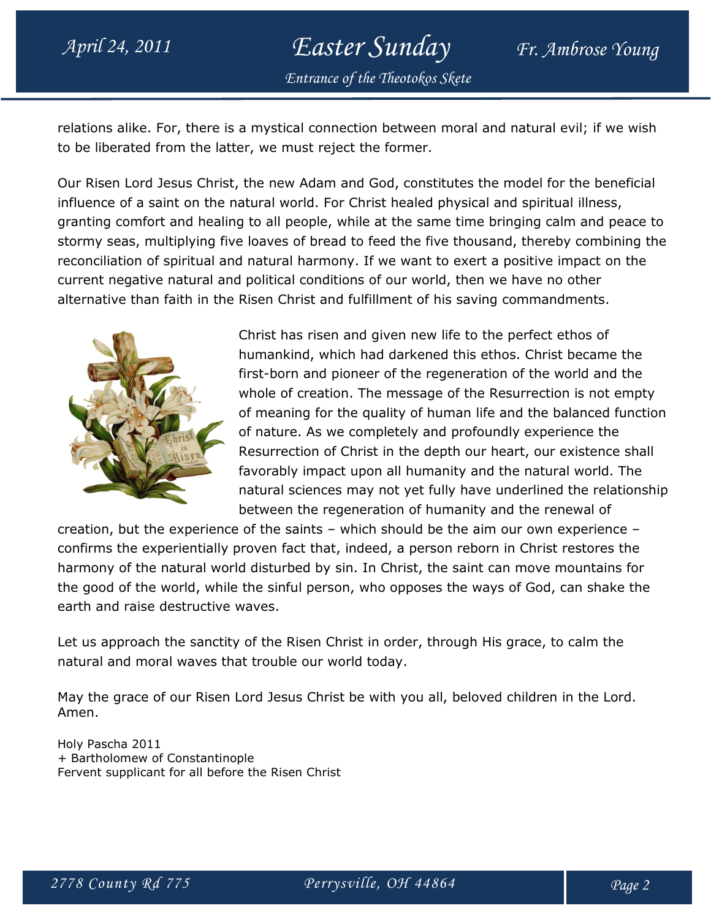relations alike. For, there is a mystical connection between moral and natural evil; if we wish to be liberated from the latter, we must reject the former.

Our Risen Lord Jesus Christ, the new Adam and God, constitutes the model for the beneficial influence of a saint on the natural world. For Christ healed physical and spiritual illness, granting comfort and healing to all people, while at the same time bringing calm and peace to stormy seas, multiplying five loaves of bread to feed the five thousand, thereby combining the reconciliation of spiritual and natural harmony. If we want to exert a positive impact on the current negative natural and political conditions of our world, then we have no other alternative than faith in the Risen Christ and fulfillment of his saving commandments.

Christ has risen and given new life to the perfect ethos of humankind, which had darkened this ethos. Christ became the first-born and pioneer of the regeneration of the world and the whole of creation. The message of the Resurrection is not empty of meaning for the quality of human life and the balanced function of nature. As we completely and profoundly experience the Resurrection of Christ in the depth our heart, our existence shall favorably impact upon all humanity and the natural world. The natural sciences may not yet fully have underlined the relationship between the regeneration of humanity and the renewal of creation, but the experience of the saints – which should be the aim our own experience – confirms the experientially proven fact that, indeed, a person reborn in Christ restores the harmony of the natural world disturbed by sin. In Christ, the saint can move mountains for the good of the world, while the sinful person, who opposes the ways of God, can shake the earth and raise destructive waves.

Let us approach the sanctity of the Risen Christ in order, through His grace, to calm the natural and moral waves that trouble our world today.

May the grace of our Risen Lord Jesus Christ be with you all, beloved children in the Lord. Amen.

Holy Pascha 2011
+ Bartholomew of Constantinople
Fervent supplicant for all before the Risen Christ